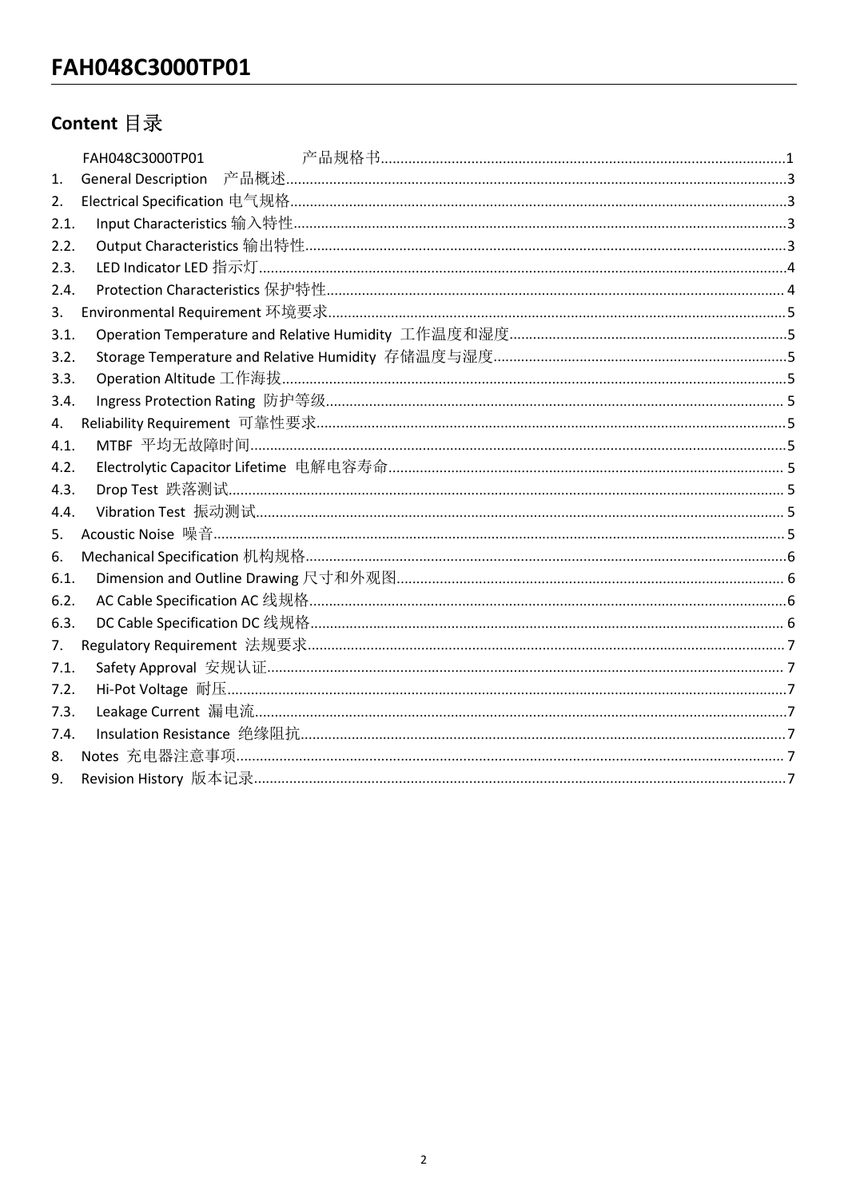## Content 目录

FAH048C3000TP01 产品规格书 ........ 1

1. General Description 产品概述 ........ 3
2. Electrical Specification 电气规格 ........ 3
   - 2.1. Input Characteristics 输入特性 ........ 3
   - 2.2. Output Characteristics 输出特性 ........ 3
   - 2.3. LED Indicator LED 指示灯 ........ 4
   - 2.4. Protection Characteristics 保护特性 ........ 4
3. Environmental Requirement 环境要求 ........ 5
   - 3.1. Operation Temperature and Relative Humidity 工作温度和湿度 ........ 5
   - 3.2. Storage Temperature and Relative Humidity 存储温度与湿度 ........ 5
   - 3.3. Operation Altitude 工作海拔 ........ 5
   - 3.4. Ingress Protection Rating 防护等级 ........ 5
4. Reliability Requirement 可靠性要求 ........ 5
   - 4.1. MTBF 平均无故障时间 ........ 5
   - 4.2. Electrolytic Capacitor Lifetime 电解电容寿命 ........ 5
   - 4.3. Drop Test 跌落测试 ........ 5
   - 4.4. Vibration Test 振动测试 ........ 5
5. Acoustic Noise 噪音 ........ 5
6. Mechanical Specification 机构规格 ........ 6
   - 6.1. Dimension and Outline Drawing 尺寸和外观图 ........ 6
   - 6.2. AC Cable Specification AC 线规格 ........ 6
   - 6.3. DC Cable Specification DC 线规格 ........ 6
7. Regulatory Requirement 法规要求 ........ 7
   - 7.1. Safety Approval 安规认证 ........ 7
   - 7.2. Hi-Pot Voltage 耐压 ........ 7
   - 7.3. Leakage Current 漏电流 ........ 7
   - 7.4. Insulation Resistance 绝缘阻抗 ........ 7
8. Notes 充电器注意事项 ........ 7
9. Revision History 版本记录 ........ 7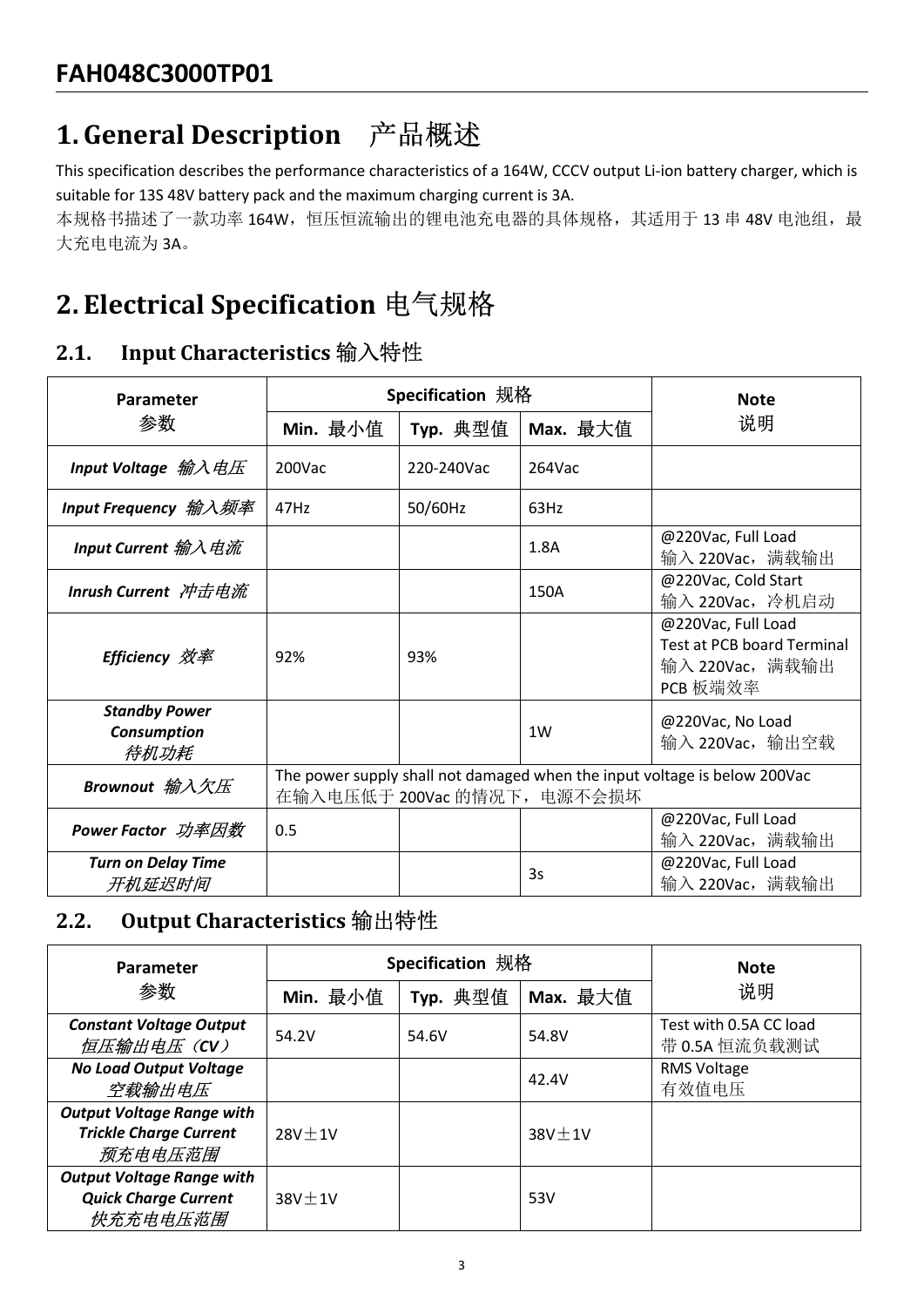# FAH048C3000TP01

# 1. General Description　产品概述

This specification describes the performance characteristics of a 164W, CCCV output Li-ion battery charger, which is suitable for 13S 48V battery pack and the maximum charging current is 3A.
本规格书描述了一款功率 164W，恒压恒流输出的锂电池充电器的具体规格，其适用于 13 串 48V 电池组，最大充电电流为 3A。

# 2. Electrical Specification 电气规格

## 2.1. Input Characteristics 输入特性

| Parameter 参数 | Specification 规格 | | | Note 说明 |
|---|---|---|---|---|
| | Min. 最小值 | Typ. 典型值 | Max. 最大值 | |
| ***Input Voltage 输入电压*** | 200Vac | 220-240Vac | 264Vac | |
| ***Input Frequency 输入频率*** | 47Hz | 50/60Hz | 63Hz | |
| ***Input Current 输入电流*** | | | 1.8A | @220Vac, Full Load<br>输入 220Vac，满载输出 |
| ***Inrush Current 冲击电流*** | | | 150A | @220Vac, Cold Start<br>输入 220Vac，冷机启动 |
| ***Efficiency 效率*** | 92% | 93% | | @220Vac, Full Load<br>Test at PCB board Terminal<br>输入 220Vac，满载输出<br>PCB 板端效率 |
| ***Standby Power Consumption 待机功耗*** | | | 1W | @220Vac, No Load<br>输入 220Vac，输出空载 |
| ***Brownout 输入欠压*** | The power supply shall not damaged when the input voltage is below 200Vac<br>在输入电压低于 200Vac 的情况下，电源不会损坏 | | | |
| ***Power Factor 功率因数*** | 0.5 | | | @220Vac, Full Load<br>输入 220Vac，满载输出 |
| ***Turn on Delay Time 开机延迟时间*** | | | 3s | @220Vac, Full Load<br>输入 220Vac，满载输出 |

## 2.2. Output Characteristics 输出特性

| Parameter 参数 | Specification 规格 | | | Note 说明 |
|---|---|---|---|---|
| | Min. 最小值 | Typ. 典型值 | Max. 最大值 | |
| ***Constant Voltage Output 恒压输出电压（CV）*** | 54.2V | 54.6V | 54.8V | Test with 0.5A CC load<br>带 0.5A 恒流负载测试 |
| ***No Load Output Voltage 空载输出电压*** | | | 42.4V | RMS Voltage<br>有效值电压 |
| ***Output Voltage Range with Trickle Charge Current 预充电电压范围*** | 28V±1V | | 38V±1V | |
| ***Output Voltage Range with Quick Charge Current 快充充电电压范围*** | 38V±1V | | 53V | |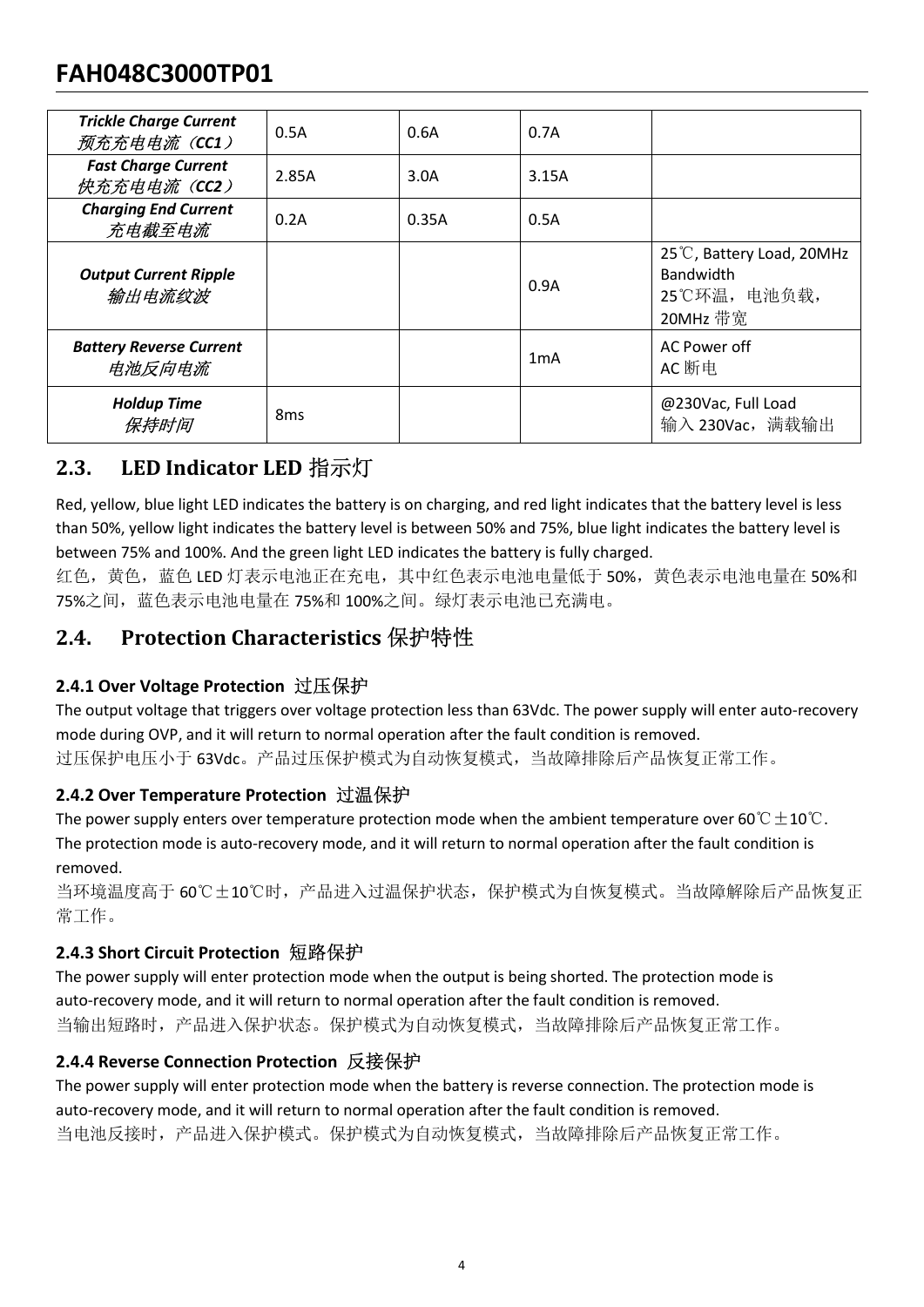| ***Trickle Charge Current*** *预充充电电流（**CC1**）* | 0.5A | 0.6A | 0.7A | |
|---|---|---|---|---|
| ***Fast Charge Current*** *快充充电电流（**CC2**）* | 2.85A | 3.0A | 3.15A | |
| ***Charging End Current*** *充电截至电流* | 0.2A | 0.35A | 0.5A | |
| ***Output Current Ripple*** *输出电流纹波* | | | 0.9A | 25℃, Battery Load, 20MHz Bandwidth 25℃环温，电池负载，20MHz 带宽 |
| ***Battery Reverse Current*** *电池反向电流* | | | 1mA | AC Power off AC 断电 |
| ***Holdup Time*** *保持时间* | 8ms | | | @230Vac, Full Load 输入 230Vac，满载输出 |

## 2.3. LED Indicator LED 指示灯

Red, yellow, blue light LED indicates the battery is on charging, and red light indicates that the battery level is less than 50%, yellow light indicates the battery level is between 50% and 75%, blue light indicates the battery level is between 75% and 100%. And the green light LED indicates the battery is fully charged.

红色，黄色，蓝色 LED 灯表示电池正在充电，其中红色表示电池电量低于 50%，黄色表示电池电量在 50%和 75%之间，蓝色表示电池电量在 75%和 100%之间。绿灯表示电池已充满电。

## 2.4. Protection Characteristics 保护特性

### 2.4.1 Over Voltage Protection 过压保护

The output voltage that triggers over voltage protection less than 63Vdc. The power supply will enter auto-recovery mode during OVP, and it will return to normal operation after the fault condition is removed.

过压保护电压小于 63Vdc。产品过压保护模式为自动恢复模式，当故障排除后产品恢复正常工作。

### 2.4.2 Over Temperature Protection 过温保护

The power supply enters over temperature protection mode when the ambient temperature over 60℃±10℃. The protection mode is auto-recovery mode, and it will return to normal operation after the fault condition is removed.

当环境温度高于 60℃±10℃时，产品进入过温保护状态，保护模式为自恢复模式。当故障解除后产品恢复正常工作。

### 2.4.3 Short Circuit Protection 短路保护

The power supply will enter protection mode when the output is being shorted. The protection mode is auto-recovery mode, and it will return to normal operation after the fault condition is removed.

当输出短路时，产品进入保护状态。保护模式为自动恢复模式，当故障排除后产品恢复正常工作。

### 2.4.4 Reverse Connection Protection 反接保护

The power supply will enter protection mode when the battery is reverse connection. The protection mode is auto-recovery mode, and it will return to normal operation after the fault condition is removed.

当电池反接时，产品进入保护模式。保护模式为自动恢复模式，当故障排除后产品恢复正常工作。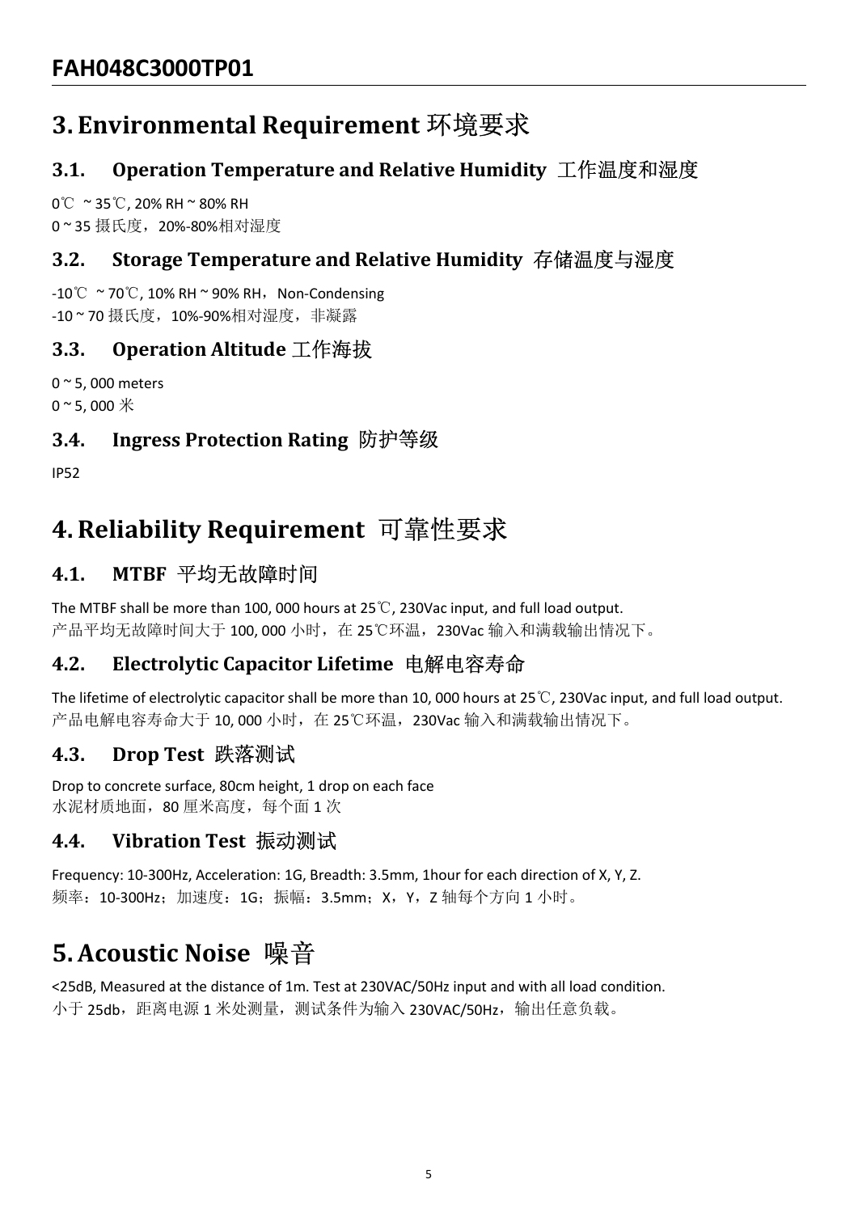# 3. Environmental Requirement 环境要求

## 3.1. Operation Temperature and Relative Humidity 工作温度和湿度

0℃ ~ 35℃, 20% RH ~ 80% RH
0 ~ 35 摄氏度，20%-80%相对湿度

## 3.2. Storage Temperature and Relative Humidity 存储温度与湿度

-10℃ ~ 70℃, 10% RH ~ 90% RH，Non-Condensing
-10 ~ 70 摄氏度，10%-90%相对湿度，非凝露

## 3.3. Operation Altitude 工作海拔

0 ~ 5, 000 meters
0 ~ 5, 000 米

## 3.4. Ingress Protection Rating 防护等级

IP52

# 4. Reliability Requirement 可靠性要求

## 4.1. MTBF 平均无故障时间

The MTBF shall be more than 100, 000 hours at 25℃, 230Vac input, and full load output.
产品平均无故障时间大于 100, 000 小时，在 25℃环温，230Vac 输入和满载输出情况下。

## 4.2. Electrolytic Capacitor Lifetime 电解电容寿命

The lifetime of electrolytic capacitor shall be more than 10, 000 hours at 25℃, 230Vac input, and full load output.
产品电解电容寿命大于 10, 000 小时，在 25℃环温，230Vac 输入和满载输出情况下。

## 4.3. Drop Test 跌落测试

Drop to concrete surface, 80cm height, 1 drop on each face
水泥材质地面，80 厘米高度，每个面 1 次

## 4.4. Vibration Test 振动测试

Frequency: 10-300Hz, Acceleration: 1G, Breadth: 3.5mm, 1hour for each direction of X, Y, Z.
频率：10-300Hz；加速度：1G；振幅：3.5mm；X，Y，Z 轴每个方向 1 小时。

# 5. Acoustic Noise 噪音

<25dB, Measured at the distance of 1m. Test at 230VAC/50Hz input and with all load condition.
小于 25db，距离电源 1 米处测量，测试条件为输入 230VAC/50Hz，输出任意负载。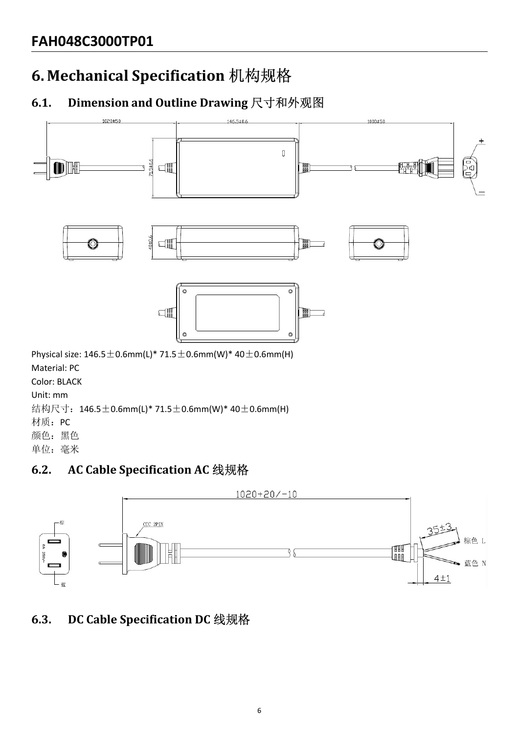# 6. Mechanical Specification 机构规格

## 6.1. Dimension and Outline Drawing 尺寸和外观图

Physical size: 146.5±0.6mm(L)* 71.5±0.6mm(W)* 40±0.6mm(H)

Material: PC

Color: BLACK

Unit: mm

结构尺寸：146.5±0.6mm(L)* 71.5±0.6mm(W)* 40±0.6mm(H)

材质：PC

颜色：黑色

单位：毫米

## 6.2. AC Cable Specification AC 线规格

## 6.3. DC Cable Specification DC 线规格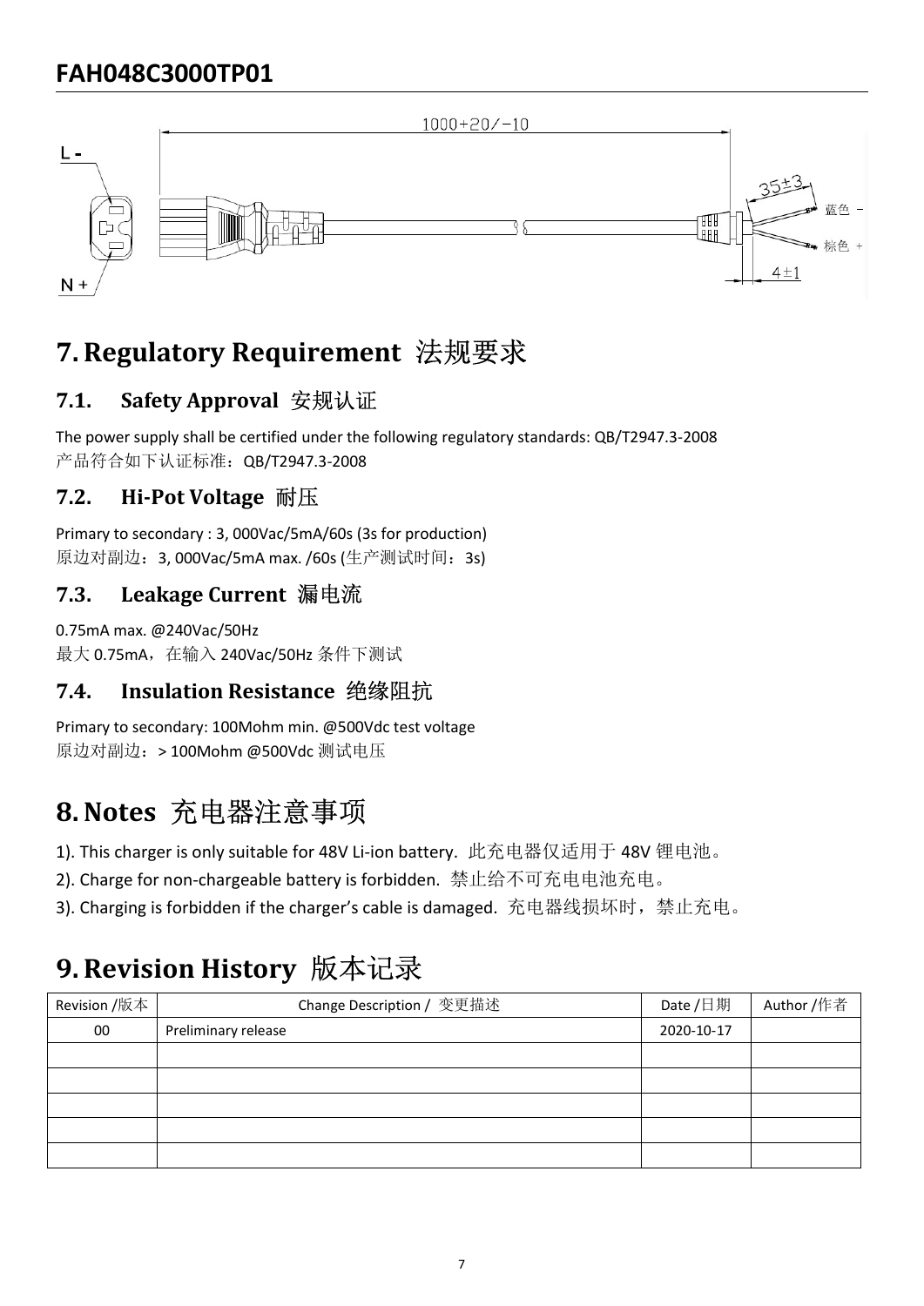## FAH048C3000TP01

L -

N +

1000+20/-10

35±3

蓝色 -

棕色 +

4±1

# 7. Regulatory Requirement 法规要求

## 7.1. Safety Approval 安规认证

The power supply shall be certified under the following regulatory standards: QB/T2947.3-2008
产品符合如下认证标准：QB/T2947.3-2008

## 7.2. Hi-Pot Voltage 耐压

Primary to secondary : 3, 000Vac/5mA/60s (3s for production)
原边对副边：3, 000Vac/5mA max. /60s (生产测试时间：3s)

## 7.3. Leakage Current 漏电流

0.75mA max. @240Vac/50Hz
最大 0.75mA，在输入 240Vac/50Hz 条件下测试

## 7.4. Insulation Resistance 绝缘阻抗

Primary to secondary: 100Mohm min. @500Vdc test voltage
原边对副边：> 100Mohm @500Vdc 测试电压

# 8. Notes 充电器注意事项

1). This charger is only suitable for 48V Li-ion battery. 此充电器仅适用于 48V 锂电池。

2). Charge for non-chargeable battery is forbidden. 禁止给不可充电电池充电。

3). Charging is forbidden if the charger's cable is damaged. 充电器线损坏时，禁止充电。

# 9. Revision History 版本记录

| Revision /版本 | Change Description / 变更描述 | Date /日期 | Author /作者 |
|---|---|---|---|
| 00 | Preliminary release | 2020-10-17 | |
| | | | |
| | | | |
| | | | |
| | | | |
| | | | |